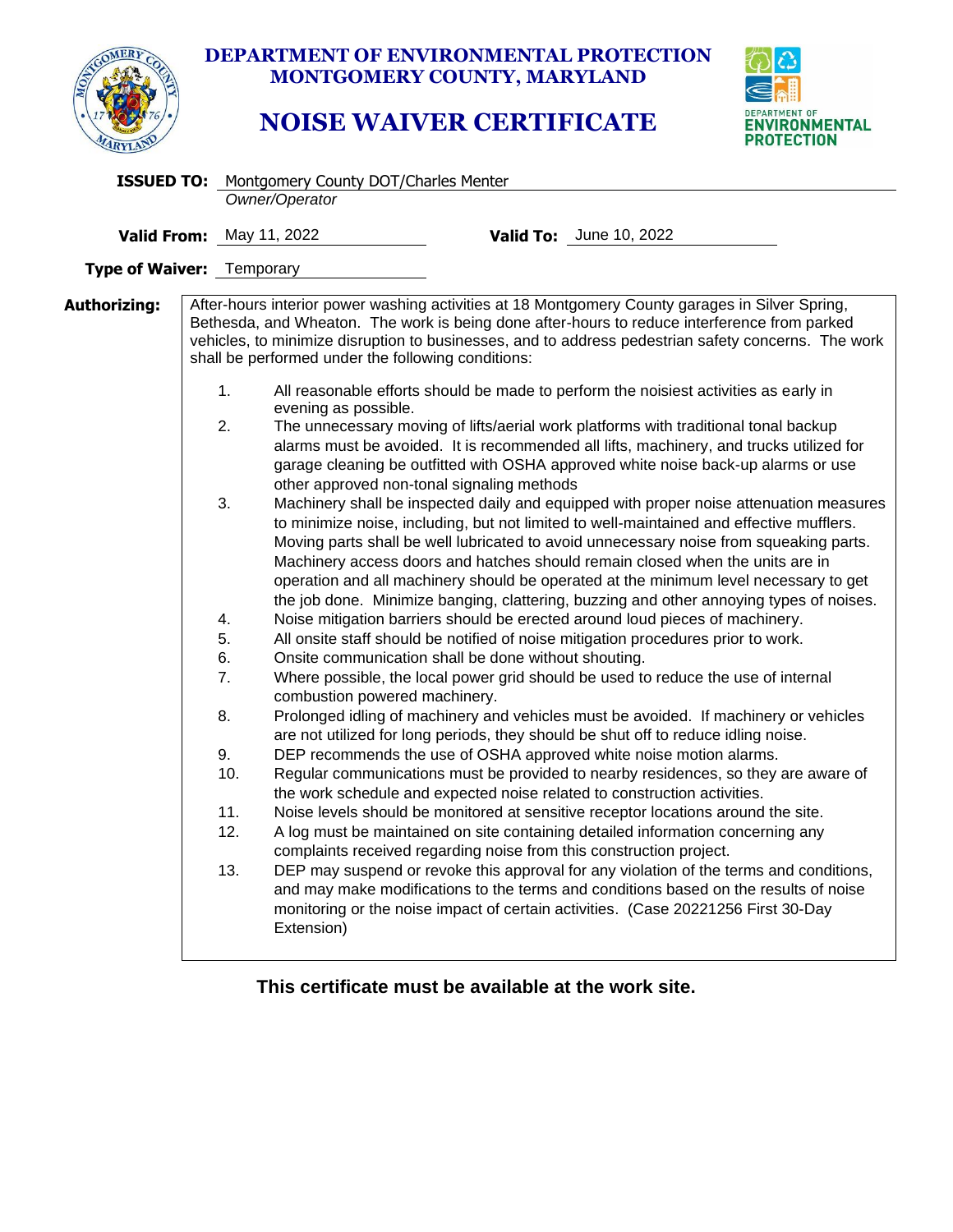**DEPARTMENT OF ENVIRONMENTAL PROTECTION**
**MONTGOMERY COUNTY, MARYLAND**

# NOISE WAIVER CERTIFICATE

**ISSUED TO:** Montgomery County DOT/Charles Menter
*Owner/Operator*

**Valid From:** May 11, 2022 **Valid To:** June 10, 2022

**Type of Waiver:** Temporary

**Authorizing:** After-hours interior power washing activities at 18 Montgomery County garages in Silver Spring, Bethesda, and Wheaton. The work is being done after-hours to reduce interference from parked vehicles, to minimize disruption to businesses, and to address pedestrian safety concerns. The work shall be performed under the following conditions:

1. All reasonable efforts should be made to perform the noisiest activities as early in evening as possible.
2. The unnecessary moving of lifts/aerial work platforms with traditional tonal backup alarms must be avoided. It is recommended all lifts, machinery, and trucks utilized for garage cleaning be outfitted with OSHA approved white noise back-up alarms or use other approved non-tonal signaling methods
3. Machinery shall be inspected daily and equipped with proper noise attenuation measures to minimize noise, including, but not limited to well-maintained and effective mufflers. Moving parts shall be well lubricated to avoid unnecessary noise from squeaking parts. Machinery access doors and hatches should remain closed when the units are in operation and all machinery should be operated at the minimum level necessary to get the job done. Minimize banging, clattering, buzzing and other annoying types of noises.
4. Noise mitigation barriers should be erected around loud pieces of machinery.
5. All onsite staff should be notified of noise mitigation procedures prior to work.
6. Onsite communication shall be done without shouting.
7. Where possible, the local power grid should be used to reduce the use of internal combustion powered machinery.
8. Prolonged idling of machinery and vehicles must be avoided. If machinery or vehicles are not utilized for long periods, they should be shut off to reduce idling noise.
9. DEP recommends the use of OSHA approved white noise motion alarms.
10. Regular communications must be provided to nearby residences, so they are aware of the work schedule and expected noise related to construction activities.
11. Noise levels should be monitored at sensitive receptor locations around the site.
12. A log must be maintained on site containing detailed information concerning any complaints received regarding noise from this construction project.
13. DEP may suspend or revoke this approval for any violation of the terms and conditions, and may make modifications to the terms and conditions based on the results of noise monitoring or the noise impact of certain activities. (Case 20221256 First 30-Day Extension)

**This certificate must be available at the work site.**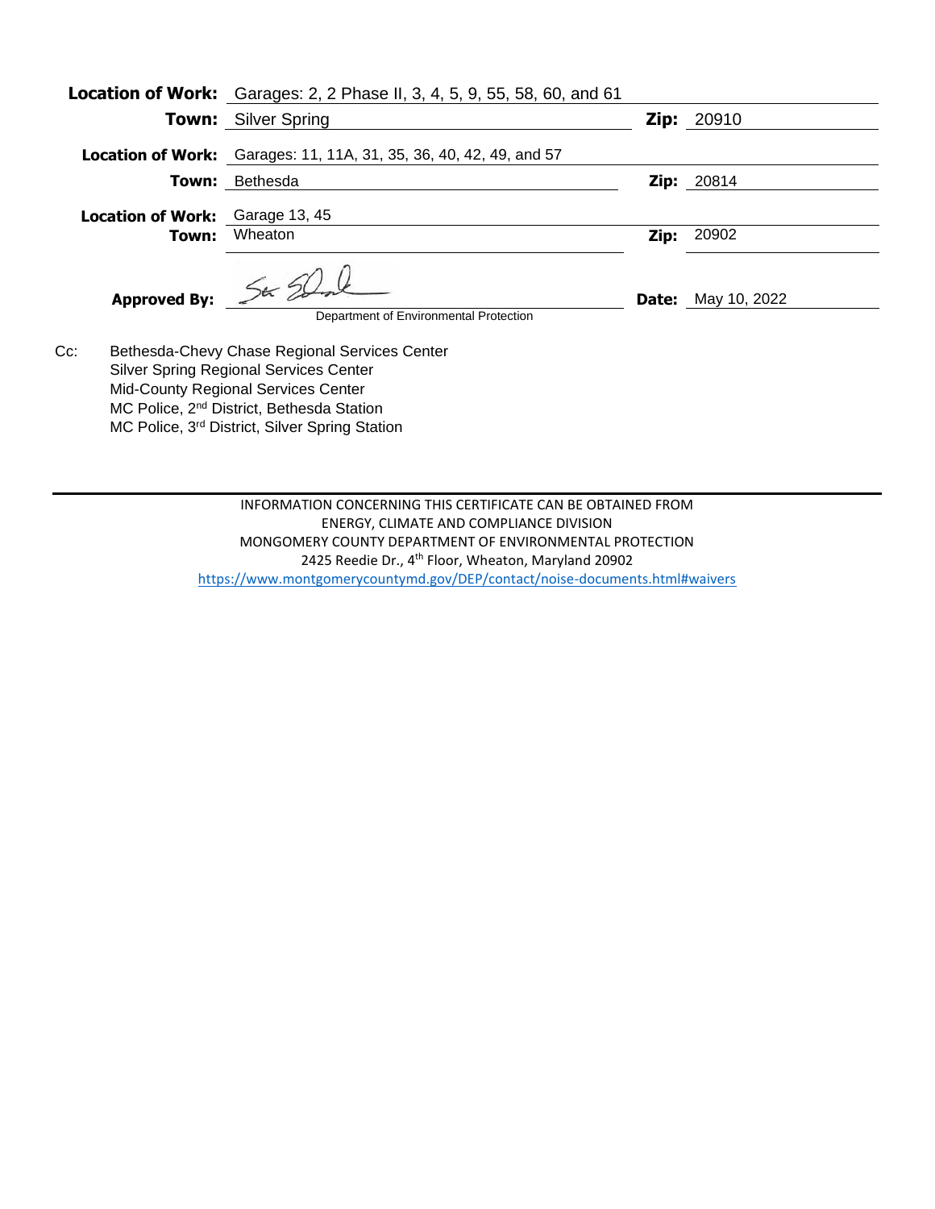**Location of Work:** Garages: 2, 2 Phase II, 3, 4, 5, 9, 55, 58, 60, and 61

**Town:** Silver Spring **Zip:** 20910

**Location of Work:** Garages: 11, 11A, 31, 35, 36, 40, 42, 49, and 57

**Town:** Bethesda **Zip:** 20814

**Location of Work:** Garage 13, 45

**Town:** Wheaton **Zip:** 20902

**Approved By:** [signature] **Date:** May 10, 2022

Department of Environmental Protection

Cc: Bethesda-Chevy Chase Regional Services Center
Silver Spring Regional Services Center
Mid-County Regional Services Center
MC Police, 2nd District, Bethesda Station
MC Police, 3rd District, Silver Spring Station

---

INFORMATION CONCERNING THIS CERTIFICATE CAN BE OBTAINED FROM
ENERGY, CLIMATE AND COMPLIANCE DIVISION
MONGOMERY COUNTY DEPARTMENT OF ENVIRONMENTAL PROTECTION
2425 Reedie Dr., 4th Floor, Wheaton, Maryland 20902
https://www.montgomerycountymd.gov/DEP/contact/noise-documents.html#waivers